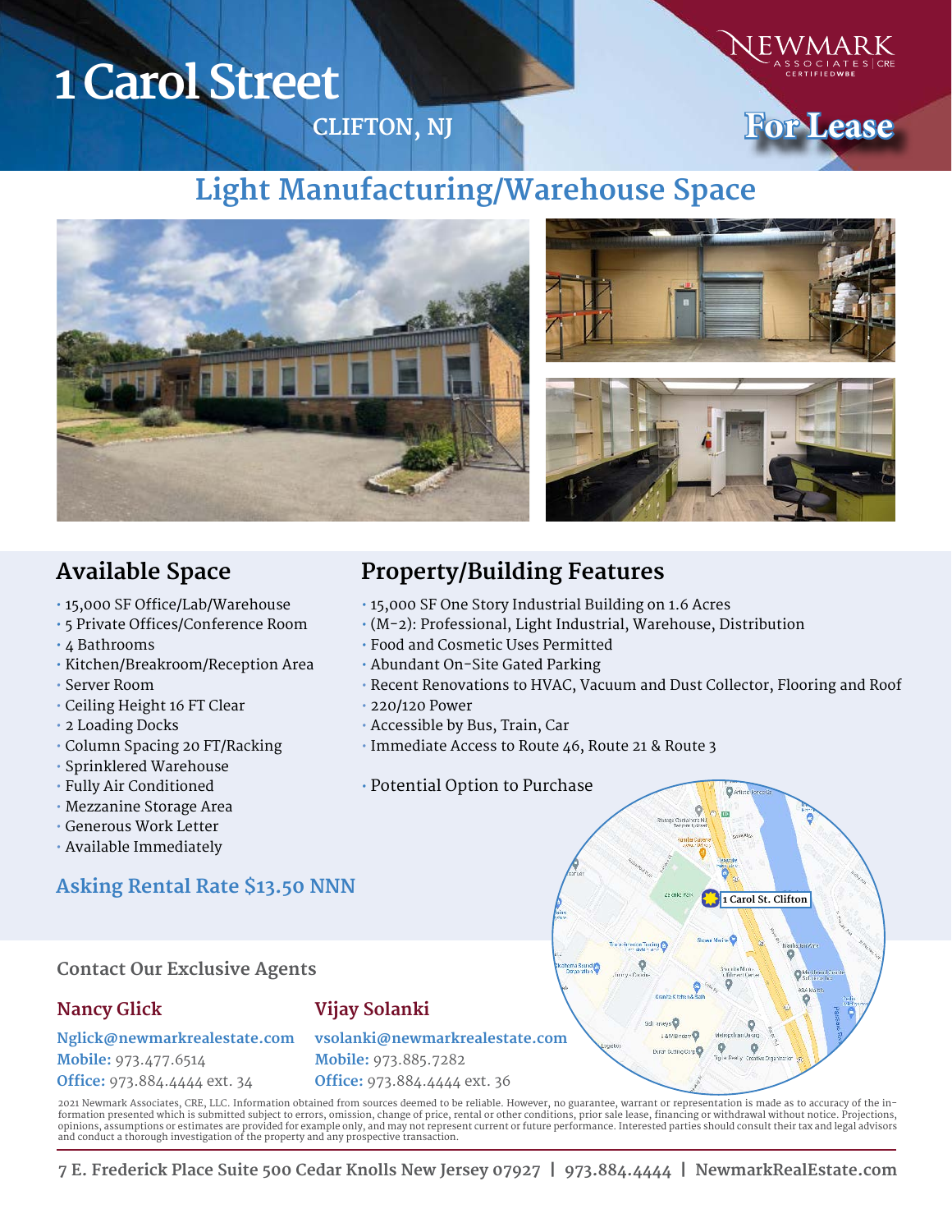# 1 Carol Street

CLIFTON, NJ

NEWMARK ASSOCIATES | CRE CERTIFIED WBE

For Lease

## Light Manufacturing/Warehouse Space

## Available Space

- 15,000 SF Office/Lab/Warehouse
- 5 Private Offices/Conference Room
- 4 Bathrooms
- Kitchen/Breakroom/Reception Area
- Server Room
- Ceiling Height 16 FT Clear
- 2 Loading Docks
- Column Spacing 20 FT/Racking
- Sprinklered Warehouse
- Fully Air Conditioned
- Mezzanine Storage Area
- Generous Work Letter
- Available Immediately

### Asking Rental Rate $13.50 NNN

## Property/Building Features

- 15,000 SF One Story Industrial Building on 1.6 Acres
- (M-2): Professional, Light Industrial, Warehouse, Distribution
- Food and Cosmetic Uses Permitted
- Abundant On-Site Gated Parking
- Recent Renovations to HVAC, Vacuum and Dust Collector, Flooring and Roof
- 220/120 Power
- Accessible by Bus, Train, Car
- Immediate Access to Route 46, Route 21 & Route 3

- Potential Option to Purchase

1 Carol St. Clifton

### Contact Our Exclusive Agents

**Nancy Glick**

Nglick@newmarkrealestate.com
Mobile: 973.477.6514
Office: 973.884.4444 ext. 34

**Vijay Solanki**

vsolanki@newmarkrealestate.com
Mobile: 973.885.7282
Office: 973.884.4444 ext. 36

2021 Newmark Associates, CRE, LLC. Information obtained from sources deemed to be reliable. However, no guarantee, warrant or representation is made as to accuracy of the information presented which is submitted subject to errors, omission, change of price, rental or other conditions, prior sale lease, financing or withdrawal without notice. Projections, opinions, assumptions or estimates are provided for example only, and may not represent current or future performance. Interested parties should consult their tax and legal advisors and conduct a thorough investigation of the property and any prospective transaction.

7 E. Frederick Place Suite 500 Cedar Knolls New Jersey 07927 | 973.884.4444 | NewmarkRealEstate.com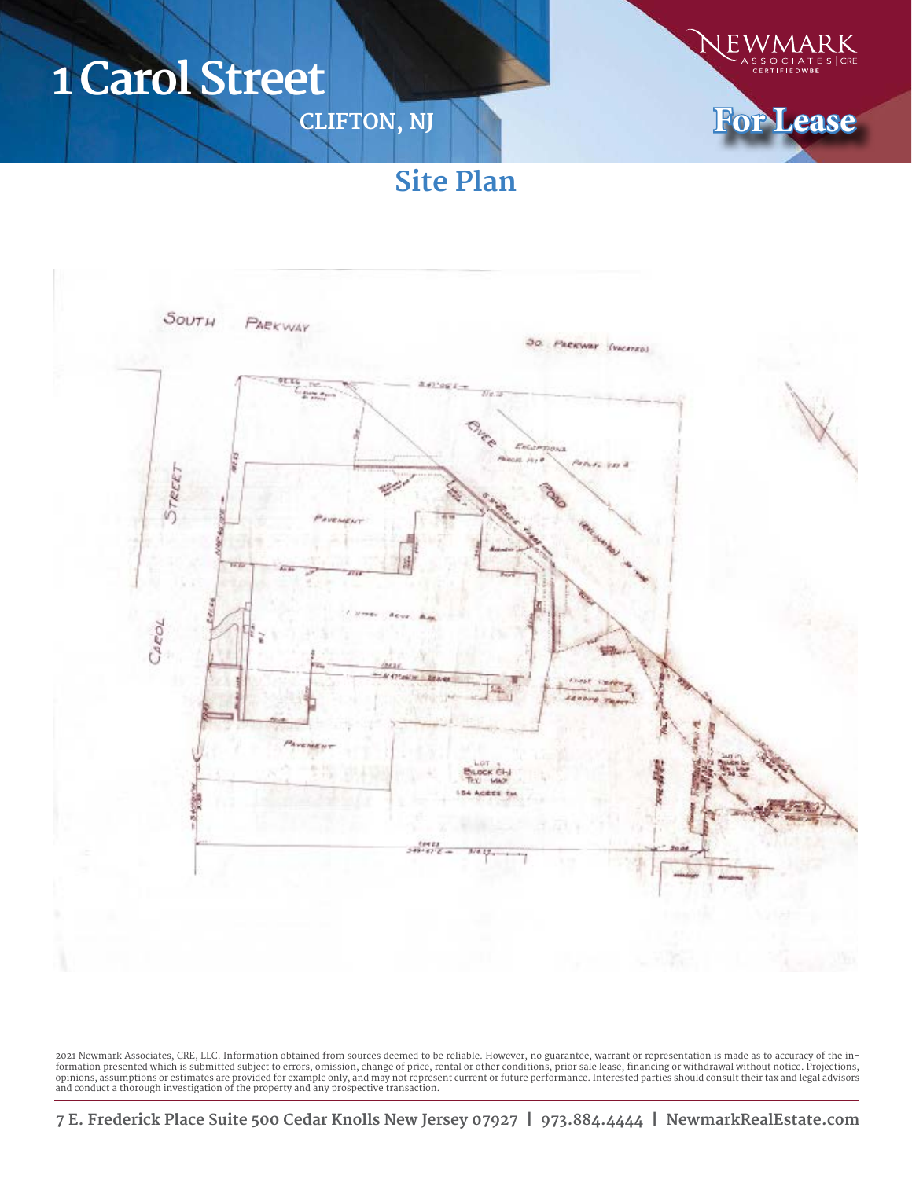# 1 Carol Street

## CLIFTON, NJ

For Lease

## Site Plan

2021 Newmark Associates, CRE, LLC. Information obtained from sources deemed to be reliable. However, no guarantee, warrant or representation is made as to accuracy of the information presented which is submitted subject to errors, omission, change of price, rental or other conditions, prior sale lease, financing or withdrawal without notice. Projections, opinions, assumptions or estimates are provided for example only, and may not represent current or future performance. Interested parties should consult their tax and legal advisors and conduct a thorough investigation of the property and any prospective transaction.

**7 E. Frederick Place Suite 500 Cedar Knolls New Jersey 07927 | 973.884.4444 | NewmarkRealEstate.com**